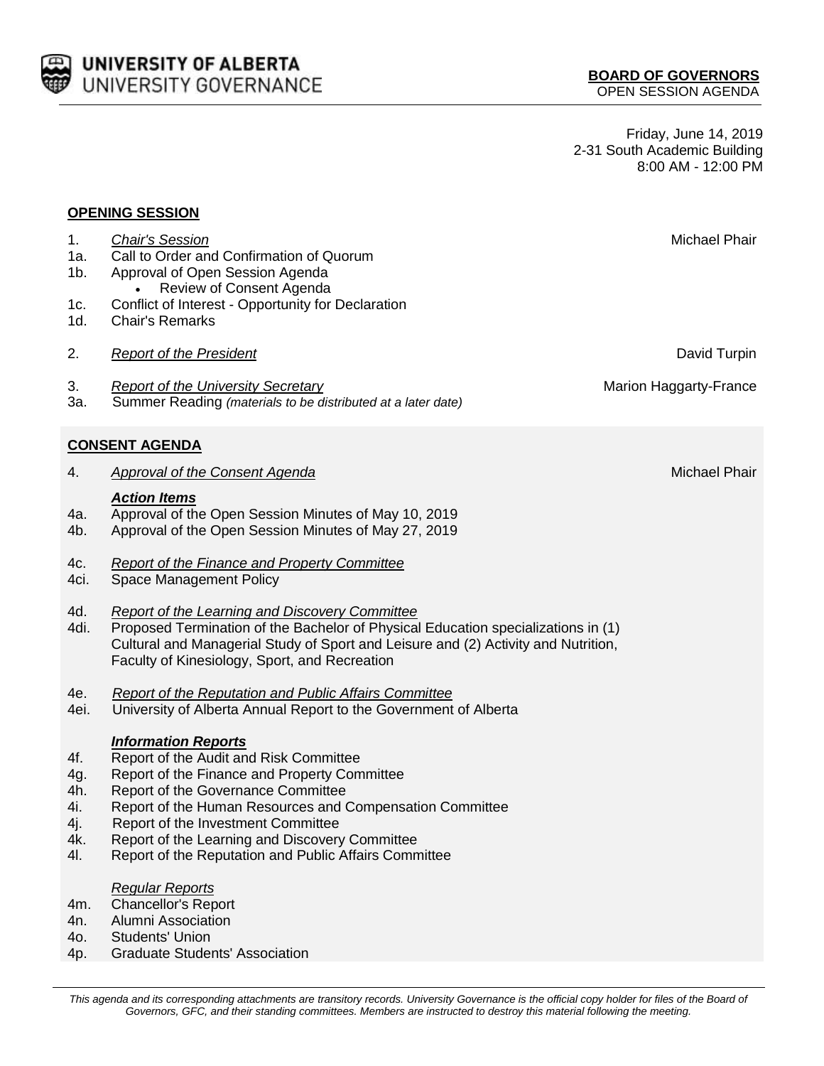**UNIVERSITY OF ALBERTA**
UNIVERSITY GOVERNANCE

**BOARD OF GOVERNORS**
OPEN SESSION AGENDA

Friday, June 14, 2019
2-31 South Academic Building
8:00 AM - 12:00 PM

## OPENING SESSION

1. *Chair's Session* — Michael Phair
1a. Call to Order and Confirmation of Quorum
1b. Approval of Open Session Agenda
   - Review of Consent Agenda
1c. Conflict of Interest - Opportunity for Declaration
1d. Chair's Remarks

2. *Report of the President* — David Turpin

3. *Report of the University Secretary* — Marion Haggarty-France
3a. Summer Reading *(materials to be distributed at a later date)*

## CONSENT AGENDA

4. *Approval of the Consent Agenda* — Michael Phair

***Action Items***

4a. Approval of the Open Session Minutes of May 10, 2019
4b. Approval of the Open Session Minutes of May 27, 2019

4c. *Report of the Finance and Property Committee*
4ci. Space Management Policy

4d. *Report of the Learning and Discovery Committee*
4di. Proposed Termination of the Bachelor of Physical Education specializations in (1) Cultural and Managerial Study of Sport and Leisure and (2) Activity and Nutrition, Faculty of Kinesiology, Sport, and Recreation

4e. *Report of the Reputation and Public Affairs Committee*
4ei. University of Alberta Annual Report to the Government of Alberta

***Information Reports***

4f. Report of the Audit and Risk Committee
4g. Report of the Finance and Property Committee
4h. Report of the Governance Committee
4i. Report of the Human Resources and Compensation Committee
4j. Report of the Investment Committee
4k. Report of the Learning and Discovery Committee
4l. Report of the Reputation and Public Affairs Committee

*Regular Reports*

4m. Chancellor's Report
4n. Alumni Association
4o. Students' Union
4p. Graduate Students' Association

*This agenda and its corresponding attachments are transitory records. University Governance is the official copy holder for files of the Board of Governors, GFC, and their standing committees. Members are instructed to destroy this material following the meeting.*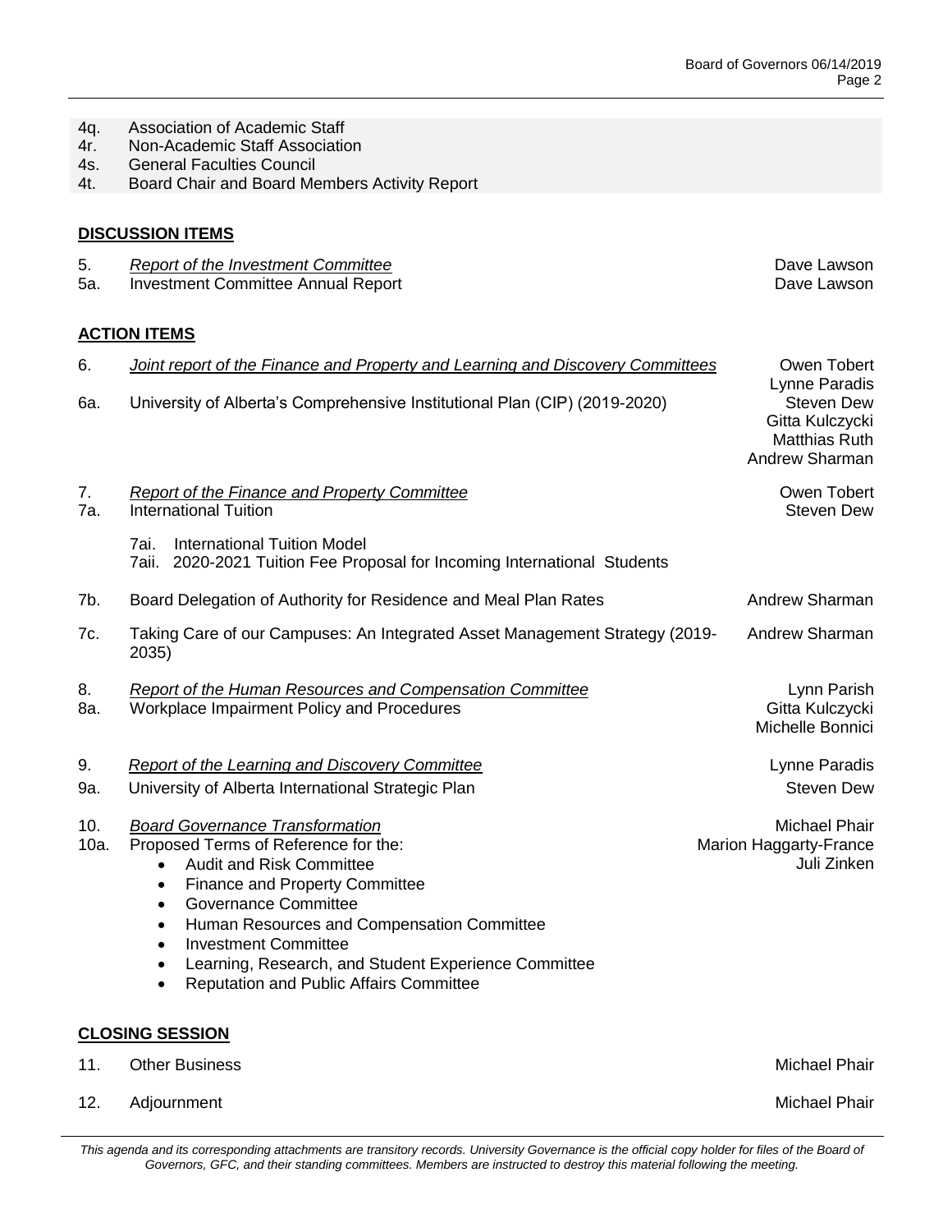4q. Association of Academic Staff
4r. Non-Academic Staff Association
4s. General Faculties Council
4t. Board Chair and Board Members Activity Report

**DISCUSSION ITEMS**

| | | |
|---|---|---|
| 5. | *Report of the Investment Committee* | Dave Lawson |
| 5a. | Investment Committee Annual Report | Dave Lawson |

**ACTION ITEMS**

| | | |
|---|---|---|
| 6. | *Joint report of the Finance and Property and Learning and Discovery Committees* | Owen Tobert<br>Lynne Paradis |
| 6a. | University of Alberta's Comprehensive Institutional Plan (CIP) (2019-2020) | Steven Dew<br>Gitta Kulczycki<br>Matthias Ruth<br>Andrew Sharman |
| 7. | *Report of the Finance and Property Committee* | Owen Tobert |
| 7a. | International Tuition<br>7ai. International Tuition Model<br>7aii. 2020-2021 Tuition Fee Proposal for Incoming International Students | Steven Dew |
| 7b. | Board Delegation of Authority for Residence and Meal Plan Rates | Andrew Sharman |
| 7c. | Taking Care of our Campuses: An Integrated Asset Management Strategy (2019-2035) | Andrew Sharman |
| 8. | *Report of the Human Resources and Compensation Committee* | Lynn Parish |
| 8a. | Workplace Impairment Policy and Procedures | Gitta Kulczycki<br>Michelle Bonnici |
| 9. | *Report of the Learning and Discovery Committee* | Lynne Paradis |
| 9a. | University of Alberta International Strategic Plan | Steven Dew |
| 10. | *Board Governance Transformation* | Michael Phair |
| 10a. | Proposed Terms of Reference for the:<br>• Audit and Risk Committee<br>• Finance and Property Committee<br>• Governance Committee<br>• Human Resources and Compensation Committee<br>• Investment Committee<br>• Learning, Research, and Student Experience Committee<br>• Reputation and Public Affairs Committee | Marion Haggarty-France<br>Juli Zinken |

**CLOSING SESSION**

| | | |
|---|---|---|
| 11. | Other Business | Michael Phair |
| 12. | Adjournment | Michael Phair |

*This agenda and its corresponding attachments are transitory records. University Governance is the official copy holder for files of the Board of Governors, GFC, and their standing committees. Members are instructed to destroy this material following the meeting.*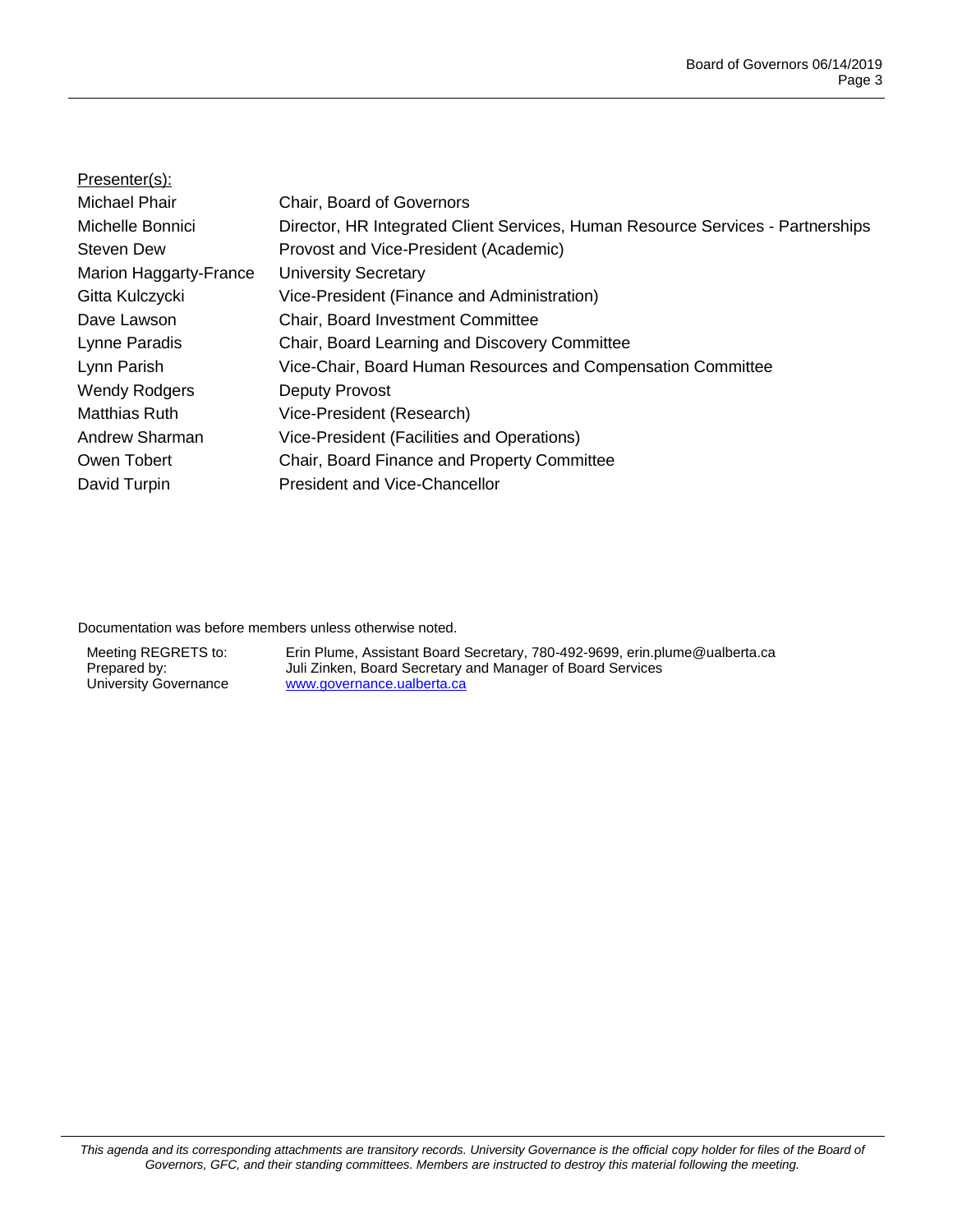Presenter(s):

| | |
|---|---|
| Michael Phair | Chair, Board of Governors |
| Michelle Bonnici | Director, HR Integrated Client Services, Human Resource Services - Partnerships |
| Steven Dew | Provost and Vice-President (Academic) |
| Marion Haggarty-France | University Secretary |
| Gitta Kulczycki | Vice-President (Finance and Administration) |
| Dave Lawson | Chair, Board Investment Committee |
| Lynne Paradis | Chair, Board Learning and Discovery Committee |
| Lynn Parish | Vice-Chair, Board Human Resources and Compensation Committee |
| Wendy Rodgers | Deputy Provost |
| Matthias Ruth | Vice-President (Research) |
| Andrew Sharman | Vice-President (Facilities and Operations) |
| Owen Tobert | Chair, Board Finance and Property Committee |
| David Turpin | President and Vice-Chancellor |

Documentation was before members unless otherwise noted.

| | |
|---|---|
| Meeting REGRETS to: | Erin Plume, Assistant Board Secretary, 780-492-9699, erin.plume@ualberta.ca |
| Prepared by: | Juli Zinken, Board Secretary and Manager of Board Services |
| University Governance | www.governance.ualberta.ca |

*This agenda and its corresponding attachments are transitory records. University Governance is the official copy holder for files of the Board of Governors, GFC, and their standing committees. Members are instructed to destroy this material following the meeting.*